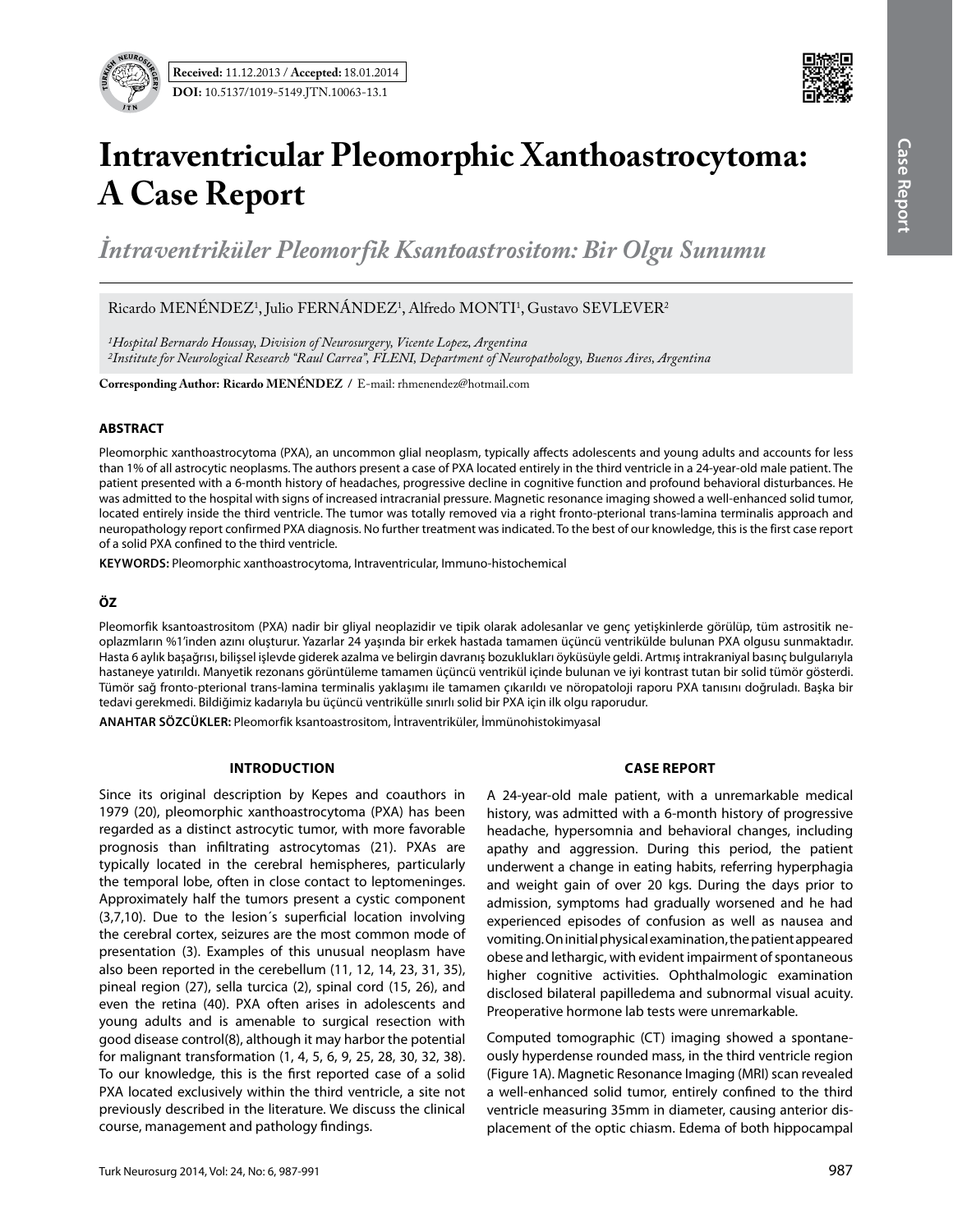**Received:** 11.12.2013 / **Accepted:** 18.01.2014

**DOI:** 10.5137/1019-5149.JTN.10063-13.1

# Intraventricular Pleomorphic Xanthoastrocytoma: A Case Report

*İntraventriküler Pleomorfik Ksantoastrositom: Bir Olgu Sunumu*

Ricardo MENÉNDEZ[1], Julio FERNÁNDEZ[1], Alfredo MONTI[1], Gustavo SEVLEVER[2]

*[1]Hospital Bernardo Houssay, Division of Neurosurgery, Vicente Lopez, Argentina*
*[2]Institute for Neurological Research "Raul Carrea", FLENI, Department of Neuropathology, Buenos Aires, Argentina*

**Corresponding Author: Ricardo MENÉNDEZ /** E-mail: rhmenendez@hotmail.com

## ABSTRACT

Pleomorphic xanthoastrocytoma (PXA), an uncommon glial neoplasm, typically affects adolescents and young adults and accounts for less than 1% of all astrocytic neoplasms. The authors present a case of PXA located entirely in the third ventricle in a 24-year-old male patient. The patient presented with a 6-month history of headaches, progressive decline in cognitive function and profound behavioral disturbances. He was admitted to the hospital with signs of increased intracranial pressure. Magnetic resonance imaging showed a well-enhanced solid tumor, located entirely inside the third ventricle. The tumor was totally removed via a right fronto-pterional trans-lamina terminalis approach and neuropathology report confirmed PXA diagnosis. No further treatment was indicated. To the best of our knowledge, this is the first case report of a solid PXA confined to the third ventricle.

**KEYWORDS:** Pleomorphic xanthoastrocytoma, Intraventricular, Immuno-histochemical

## ÖZ

Pleomorfik ksantoastrositom (PXA) nadir bir gliyal neoplazidir ve tipik olarak adolesanlar ve genç yetişkinlerde görülüp, tüm astrositik neoplazmların %1'inden azını oluşturur. Yazarlar 24 yaşında bir erkek hastada tamamen üçüncü ventrikülde bulunan PXA olgusu sunmaktadır. Hasta 6 aylık başağrısı, bilişsel işlevde giderek azalma ve belirgin davranış bozuklukları öyküsüyle geldi. Artmış intrakraniyal basınç bulgularıyla hastaneye yatırıldı. Manyetik rezonans görüntüleme tamamen üçüncü ventrikül içinde bulunan ve iyi kontrast tutan bir solid tümör gösterdi. Tümör sağ fronto-pterional trans-lamina terminalis yaklaşımı ile tamamen çıkarıldı ve nöropatoloji raporu PXA tanısını doğruladı. Başka bir tedavi gerekmedi. Bildiğimiz kadarıyla bu üçüncü ventrikülle sınırlı solid bir PXA için ilk olgu raporudur.

**ANAHTAR SÖZCÜKLER:** Pleomorfik ksantoastrositom, İntraventriküler, İmmünohistokimyasal

## INTRODUCTION

Since its original description by Kepes and coauthors in 1979 (20), pleomorphic xanthoastrocytoma (PXA) has been regarded as a distinct astrocytic tumor, with more favorable prognosis than infiltrating astrocytomas (21). PXAs are typically located in the cerebral hemispheres, particularly the temporal lobe, often in close contact to leptomeninges. Approximately half the tumors present a cystic component (3,7,10). Due to the lesion´s superficial location involving the cerebral cortex, seizures are the most common mode of presentation (3). Examples of this unusual neoplasm have also been reported in the cerebellum (11, 12, 14, 23, 31, 35), pineal region (27), sella turcica (2), spinal cord (15, 26), and even the retina (40). PXA often arises in adolescents and young adults and is amenable to surgical resection with good disease control(8), although it may harbor the potential for malignant transformation (1, 4, 5, 6, 9, 25, 28, 30, 32, 38). To our knowledge, this is the first reported case of a solid PXA located exclusively within the third ventricle, a site not previously described in the literature. We discuss the clinical course, management and pathology findings.

## CASE REPORT

A 24-year-old male patient, with a unremarkable medical history, was admitted with a 6-month history of progressive headache, hypersomnia and behavioral changes, including apathy and aggression. During this period, the patient underwent a change in eating habits, referring hyperphagia and weight gain of over 20 kgs. During the days prior to admission, symptoms had gradually worsened and he had experienced episodes of confusion as well as nausea and vomiting. On initial physical examination, the patient appeared obese and lethargic, with evident impairment of spontaneous higher cognitive activities. Ophthalmologic examination disclosed bilateral papilledema and subnormal visual acuity. Preoperative hormone lab tests were unremarkable.

Computed tomographic (CT) imaging showed a spontaneously hyperdense rounded mass, in the third ventricle region (Figure 1A). Magnetic Resonance Imaging (MRI) scan revealed a well-enhanced solid tumor, entirely confined to the third ventricle measuring 35mm in diameter, causing anterior displacement of the optic chiasm. Edema of both hippocampal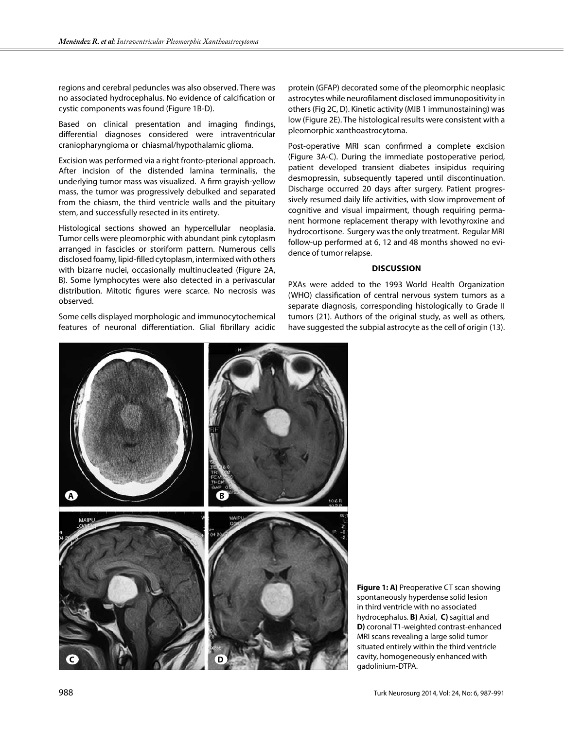regions and cerebral peduncles was also observed. There was no associated hydrocephalus. No evidence of calcification or cystic components was found (Figure 1B-D).

Based on clinical presentation and imaging findings, differential diagnoses considered were intraventricular craniopharyngioma or chiasmal/hypothalamic glioma.

Excision was performed via a right fronto-pterional approach. After incision of the distended lamina terminalis, the underlying tumor mass was visualized. A firm grayish-yellow mass, the tumor was progressively debulked and separated from the chiasm, the third ventricle walls and the pituitary stem, and successfully resected in its entirety.

Histological sections showed an hypercellular neoplasia. Tumor cells were pleomorphic with abundant pink cytoplasm arranged in fascicles or storiform pattern. Numerous cells disclosed foamy, lipid-filled cytoplasm, intermixed with others with bizarre nuclei, occasionally multinucleated (Figure 2A, B). Some lymphocytes were also detected in a perivascular distribution. Mitotic figures were scarce. No necrosis was observed.

Some cells displayed morphologic and immunocytochemical features of neuronal differentiation. Glial fibrillary acidic protein (GFAP) decorated some of the pleomorphic neoplasic astrocytes while neurofilament disclosed immunopositivity in others (Fig 2C, D). Kinetic activity (MIB 1 immunostaining) was low (Figure 2E). The histological results were consistent with a pleomorphic xanthoastrocytoma.

Post-operative MRI scan confirmed a complete excision (Figure 3A-C). During the immediate postoperative period, patient developed transient diabetes insipidus requiring desmopressin, subsequently tapered until discontinuation. Discharge occurred 20 days after surgery. Patient progressively resumed daily life activities, with slow improvement of cognitive and visual impairment, though requiring permanent hormone replacement therapy with levothyroxine and hydrocortisone. Surgery was the only treatment. Regular MRI follow-up performed at 6, 12 and 48 months showed no evidence of tumor relapse.

## DISCUSSION

PXAs were added to the 1993 World Health Organization (WHO) classification of central nervous system tumors as a separate diagnosis, corresponding histologically to Grade II tumors (21). Authors of the original study, as well as others, have suggested the subpial astrocyte as the cell of origin (13).

**Figure 1: A)** Preoperative CT scan showing spontaneously hyperdense solid lesion in third ventricle with no associated hydrocephalus. **B)** Axial, **C)** sagittal and **D)** coronal T1-weighted contrast-enhanced MRI scans revealing a large solid tumor situated entirely within the third ventricle cavity, homogeneously enhanced with gadolinium-DTPA.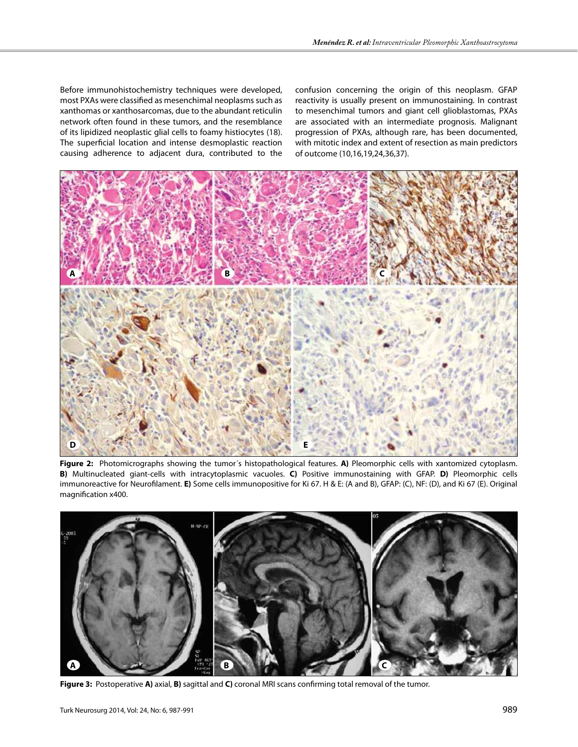Before immunohistochemistry techniques were developed, most PXAs were classified as mesenchimal neoplasms such as xanthomas or xanthosarcomas, due to the abundant reticulin network often found in these tumors, and the resemblance of its lipidized neoplastic glial cells to foamy histiocytes (18). The superficial location and intense desmoplastic reaction causing adherence to adjacent dura, contributed to the confusion concerning the origin of this neoplasm. GFAP reactivity is usually present on immunostaining. In contrast to mesenchimal tumors and giant cell glioblastomas, PXAs are associated with an intermediate prognosis. Malignant progression of PXAs, although rare, has been documented, with mitotic index and extent of resection as main predictors of outcome (10,16,19,24,36,37).

**Figure 2:** Photomicrographs showing the tumor´s histopathological features. **A)** Pleomorphic cells with xantomized cytoplasm. **B)** Multinucleated giant-cells with intracytoplasmic vacuoles. **C)** Positive immunostaining with GFAP. **D)** Pleomorphic cells immunoreactive for Neurofilament. **E)** Some cells immunopositive for Ki 67. H & E: (A and B), GFAP: (C), NF: (D), and Ki 67 (E). Original magnification x400.

**Figure 3:** Postoperative **A)** axial, **B)** sagittal and **C)** coronal MRI scans confirming total removal of the tumor.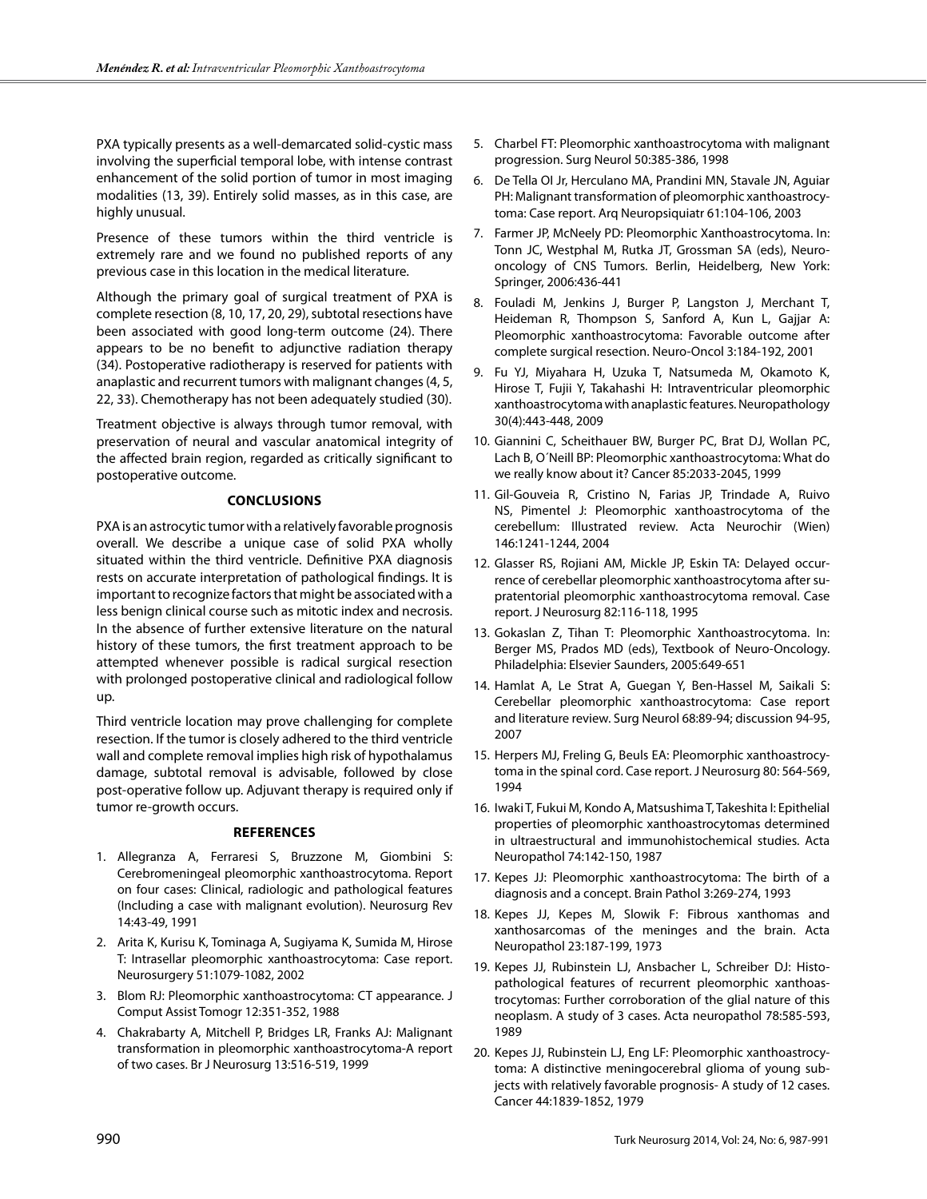PXA typically presents as a well-demarcated solid-cystic mass involving the superficial temporal lobe, with intense contrast enhancement of the solid portion of tumor in most imaging modalities (13, 39). Entirely solid masses, as in this case, are highly unusual.

Presence of these tumors within the third ventricle is extremely rare and we found no published reports of any previous case in this location in the medical literature.

Although the primary goal of surgical treatment of PXA is complete resection (8, 10, 17, 20, 29), subtotal resections have been associated with good long-term outcome (24). There appears to be no benefit to adjunctive radiation therapy (34). Postoperative radiotherapy is reserved for patients with anaplastic and recurrent tumors with malignant changes (4, 5, 22, 33). Chemotherapy has not been adequately studied (30).

Treatment objective is always through tumor removal, with preservation of neural and vascular anatomical integrity of the affected brain region, regarded as critically significant to postoperative outcome.

## CONCLUSIONS

PXA is an astrocytic tumor with a relatively favorable prognosis overall. We describe a unique case of solid PXA wholly situated within the third ventricle. Definitive PXA diagnosis rests on accurate interpretation of pathological findings. It is important to recognize factors that might be associated with a less benign clinical course such as mitotic index and necrosis. In the absence of further extensive literature on the natural history of these tumors, the first treatment approach to be attempted whenever possible is radical surgical resection with prolonged postoperative clinical and radiological follow up.

Third ventricle location may prove challenging for complete resection. If the tumor is closely adhered to the third ventricle wall and complete removal implies high risk of hypothalamus damage, subtotal removal is advisable, followed by close post-operative follow up. Adjuvant therapy is required only if tumor re-growth occurs.

## REFERENCES

1. Allegranza A, Ferraresi S, Bruzzone M, Giombini S: Cerebromeningeal pleomorphic xanthoastrocytoma. Report on four cases: Clinical, radiologic and pathological features (Including a case with malignant evolution). Neurosurg Rev 14:43-49, 1991
2. Arita K, Kurisu K, Tominaga A, Sugiyama K, Sumida M, Hirose T: Intrasellar pleomorphic xanthoastrocytoma: Case report. Neurosurgery 51:1079-1082, 2002
3. Blom RJ: Pleomorphic xanthoastrocytoma: CT appearance. J Comput Assist Tomogr 12:351-352, 1988
4. Chakrabarty A, Mitchell P, Bridges LR, Franks AJ: Malignant transformation in pleomorphic xanthoastrocytoma-A report of two cases. Br J Neurosurg 13:516-519, 1999
5. Charbel FT: Pleomorphic xanthoastrocytoma with malignant progression. Surg Neurol 50:385-386, 1998
6. De Tella OI Jr, Herculano MA, Prandini MN, Stavale JN, Aguiar PH: Malignant transformation of pleomorphic xanthoastrocytoma: Case report. Arq Neuropsiquiatr 61:104-106, 2003
7. Farmer JP, McNeely PD: Pleomorphic Xanthoastrocytoma. In: Tonn JC, Westphal M, Rutka JT, Grossman SA (eds), Neuro-oncology of CNS Tumors. Berlin, Heidelberg, New York: Springer, 2006:436-441
8. Fouladi M, Jenkins J, Burger P, Langston J, Merchant T, Heideman R, Thompson S, Sanford A, Kun L, Gajjar A: Pleomorphic xanthoastrocytoma: Favorable outcome after complete surgical resection. Neuro-Oncol 3:184-192, 2001
9. Fu YJ, Miyahara H, Uzuka T, Natsumeda M, Okamoto K, Hirose T, Fujii Y, Takahashi H: Intraventricular pleomorphic xanthoastrocytoma with anaplastic features. Neuropathology 30(4):443-448, 2009
10. Giannini C, Scheithauer BW, Burger PC, Brat DJ, Wollan PC, Lach B, O´Neill BP: Pleomorphic xanthoastrocytoma: What do we really know about it? Cancer 85:2033-2045, 1999
11. Gil-Gouveia R, Cristino N, Farias JP, Trindade A, Ruivo NS, Pimentel J: Pleomorphic xanthoastrocytoma of the cerebellum: Illustrated review. Acta Neurochir (Wien) 146:1241-1244, 2004
12. Glasser RS, Rojiani AM, Mickle JP, Eskin TA: Delayed occurrence of cerebellar pleomorphic xanthoastrocytoma after supratentorial pleomorphic xanthoastrocytoma removal. Case report. J Neurosurg 82:116-118, 1995
13. Gokaslan Z, Tihan T: Pleomorphic Xanthoastrocytoma. In: Berger MS, Prados MD (eds), Textbook of Neuro-Oncology. Philadelphia: Elsevier Saunders, 2005:649-651
14. Hamlat A, Le Strat A, Guegan Y, Ben-Hassel M, Saikali S: Cerebellar pleomorphic xanthoastrocytoma: Case report and literature review. Surg Neurol 68:89-94; discussion 94-95, 2007
15. Herpers MJ, Freling G, Beuls EA: Pleomorphic xanthoastrocytoma in the spinal cord. Case report. J Neurosurg 80: 564-569, 1994
16. Iwaki T, Fukui M, Kondo A, Matsushima T, Takeshita I: Epithelial properties of pleomorphic xanthoastrocytomas determined in ultraestructural and immunohistochemical studies. Acta Neuropathol 74:142-150, 1987
17. Kepes JJ: Pleomorphic xanthoastrocytoma: The birth of a diagnosis and a concept. Brain Pathol 3:269-274, 1993
18. Kepes JJ, Kepes M, Slowik F: Fibrous xanthomas and xanthosarcomas of the meninges and the brain. Acta Neuropathol 23:187-199, 1973
19. Kepes JJ, Rubinstein LJ, Ansbacher L, Schreiber DJ: Histopathological features of recurrent pleomorphic xanthoastrocytomas: Further corroboration of the glial nature of this neoplasm. A study of 3 cases. Acta neuropathol 78:585-593, 1989
20. Kepes JJ, Rubinstein LJ, Eng LF: Pleomorphic xanthoastrocytoma: A distinctive meningocerebral glioma of young subjects with relatively favorable prognosis- A study of 12 cases. Cancer 44:1839-1852, 1979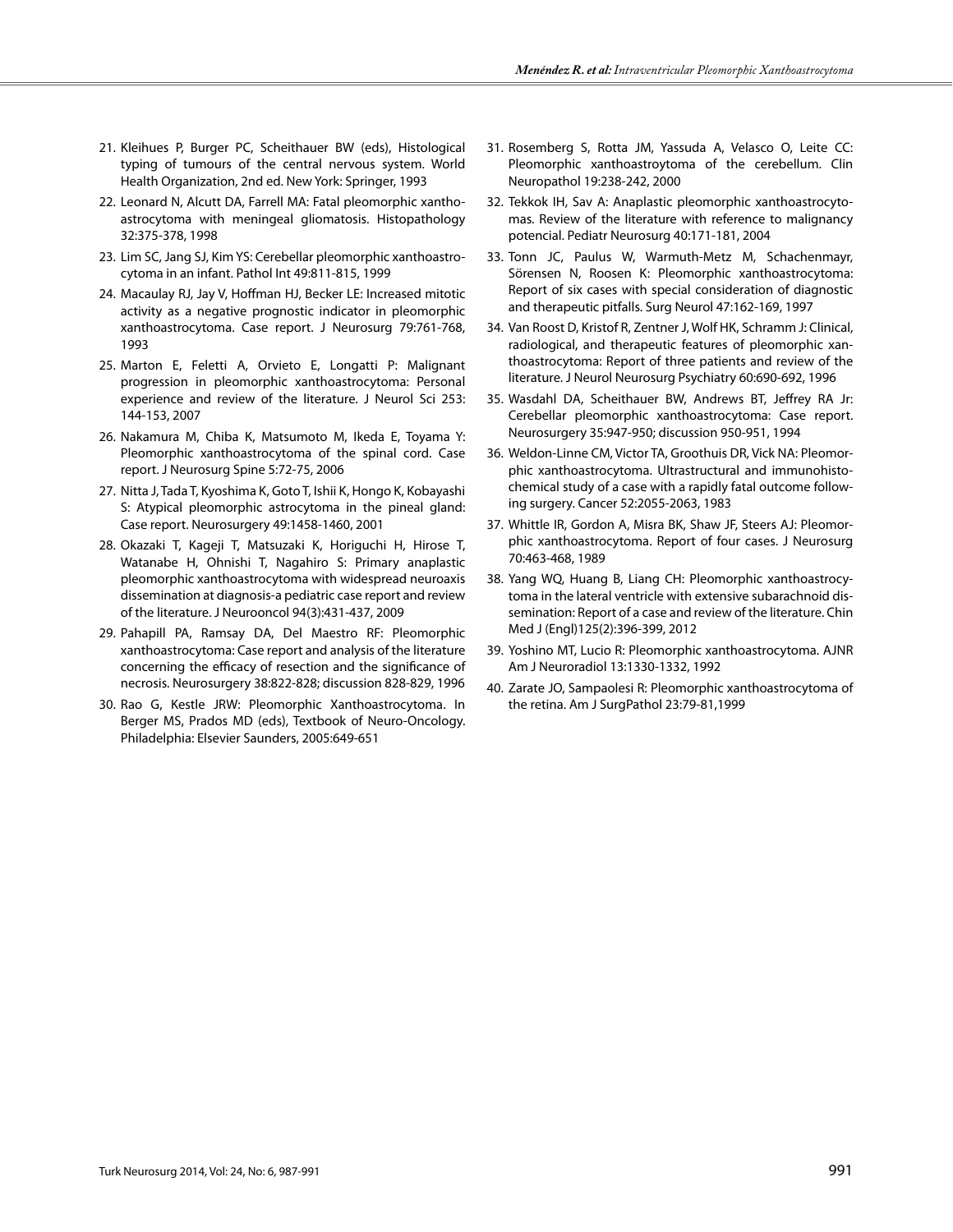21. Kleihues P, Burger PC, Scheithauer BW (eds), Histological typing of tumours of the central nervous system. World Health Organization, 2nd ed. New York: Springer, 1993
22. Leonard N, Alcutt DA, Farrell MA: Fatal pleomorphic xanthoastrocytoma with meningeal gliomatosis. Histopathology 32:375-378, 1998
23. Lim SC, Jang SJ, Kim YS: Cerebellar pleomorphic xanthoastrocytoma in an infant. Pathol Int 49:811-815, 1999
24. Macaulay RJ, Jay V, Hoffman HJ, Becker LE: Increased mitotic activity as a negative prognostic indicator in pleomorphic xanthoastrocytoma. Case report. J Neurosurg 79:761-768, 1993
25. Marton E, Feletti A, Orvieto E, Longatti P: Malignant progression in pleomorphic xanthoastrocytoma: Personal experience and review of the literature. J Neurol Sci 253: 144-153, 2007
26. Nakamura M, Chiba K, Matsumoto M, Ikeda E, Toyama Y: Pleomorphic xanthoastrocytoma of the spinal cord. Case report. J Neurosurg Spine 5:72-75, 2006
27. Nitta J, Tada T, Kyoshima K, Goto T, Ishii K, Hongo K, Kobayashi S: Atypical pleomorphic astrocytoma in the pineal gland: Case report. Neurosurgery 49:1458-1460, 2001
28. Okazaki T, Kageji T, Matsuzaki K, Horiguchi H, Hirose T, Watanabe H, Ohnishi T, Nagahiro S: Primary anaplastic pleomorphic xanthoastrocytoma with widespread neuroaxis dissemination at diagnosis-a pediatric case report and review of the literature. J Neurooncol 94(3):431-437, 2009
29. Pahapill PA, Ramsay DA, Del Maestro RF: Pleomorphic xanthoastrocytoma: Case report and analysis of the literature concerning the efficacy of resection and the significance of necrosis. Neurosurgery 38:822-828; discussion 828-829, 1996
30. Rao G, Kestle JRW: Pleomorphic Xanthoastrocytoma. In Berger MS, Prados MD (eds), Textbook of Neuro-Oncology. Philadelphia: Elsevier Saunders, 2005:649-651
31. Rosemberg S, Rotta JM, Yassuda A, Velasco O, Leite CC: Pleomorphic xanthoastroytoma of the cerebellum. Clin Neuropathol 19:238-242, 2000
32. Tekkok IH, Sav A: Anaplastic pleomorphic xanthoastrocytomas. Review of the literature with reference to malignancy potencial. Pediatr Neurosurg 40:171-181, 2004
33. Tonn JC, Paulus W, Warmuth-Metz M, Schachenmayr, Sörensen N, Roosen K: Pleomorphic xanthoastrocytoma: Report of six cases with special consideration of diagnostic and therapeutic pitfalls. Surg Neurol 47:162-169, 1997
34. Van Roost D, Kristof R, Zentner J, Wolf HK, Schramm J: Clinical, radiological, and therapeutic features of pleomorphic xanthoastrocytoma: Report of three patients and review of the literature. J Neurol Neurosurg Psychiatry 60:690-692, 1996
35. Wasdahl DA, Scheithauer BW, Andrews BT, Jeffrey RA Jr: Cerebellar pleomorphic xanthoastrocytoma: Case report. Neurosurgery 35:947-950; discussion 950-951, 1994
36. Weldon-Linne CM, Victor TA, Groothuis DR, Vick NA: Pleomorphic xanthoastrocytoma. Ultrastructural and immunohistochemical study of a case with a rapidly fatal outcome following surgery. Cancer 52:2055-2063, 1983
37. Whittle IR, Gordon A, Misra BK, Shaw JF, Steers AJ: Pleomorphic xanthoastrocytoma. Report of four cases. J Neurosurg 70:463-468, 1989
38. Yang WQ, Huang B, Liang CH: Pleomorphic xanthoastrocytoma in the lateral ventricle with extensive subarachnoid dissemination: Report of a case and review of the literature. Chin Med J (Engl)125(2):396-399, 2012
39. Yoshino MT, Lucio R: Pleomorphic xanthoastrocytoma. AJNR Am J Neuroradiol 13:1330-1332, 1992
40. Zarate JO, Sampaolesi R: Pleomorphic xanthoastrocytoma of the retina. Am J SurgPathol 23:79-81,1999